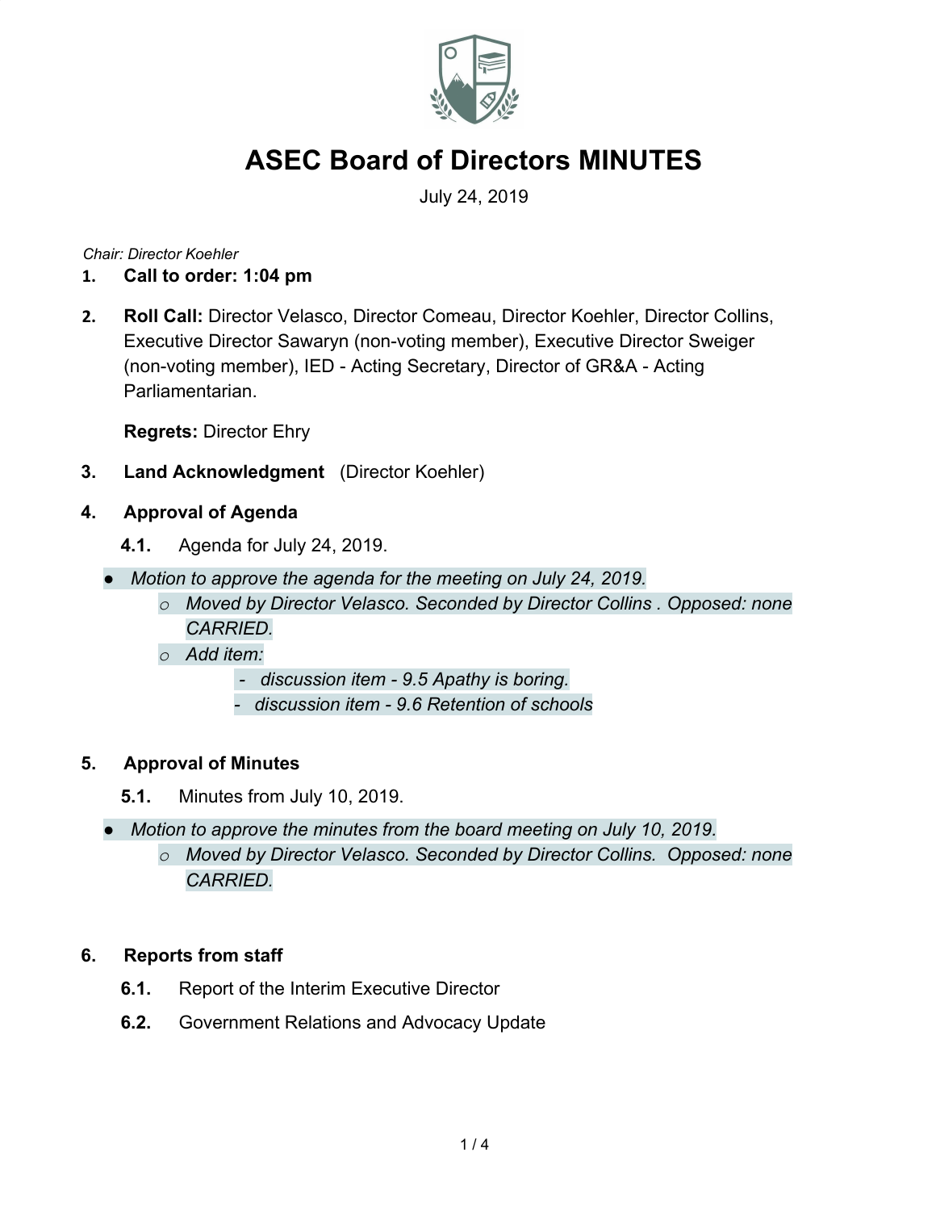# ASEC Board of Directors MINUTES

July 24, 2019

*Chair: Director Koehler*

1. **Call to order: 1:04 pm**

2. **Roll Call:** Director Velasco, Director Comeau, Director Koehler, Director Collins, Executive Director Sawaryn (non-voting member), Executive Director Sweiger (non-voting member), IED - Acting Secretary, Director of GR&A - Acting Parliamentarian.

   **Regrets:** Director Ehry

3. **Land Acknowledgment** (Director Koehler)

4. **Approval of Agenda**

   **4.1.** Agenda for July 24, 2019.

- *Motion to approve the agenda for the meeting on July 24, 2019.*
  - *Moved by Director Velasco. Seconded by Director Collins . Opposed: none CARRIED.*
  - *Add item:*
    - *discussion item - 9.5 Apathy is boring.*
    - *discussion item - 9.6 Retention of schools*

5. **Approval of Minutes**

   **5.1.** Minutes from July 10, 2019.

- *Motion to approve the minutes from the board meeting on July 10, 2019.*
  - *Moved by Director Velasco. Seconded by Director Collins. Opposed: none CARRIED.*

6. **Reports from staff**

   **6.1.** Report of the Interim Executive Director

   **6.2.** Government Relations and Advocacy Update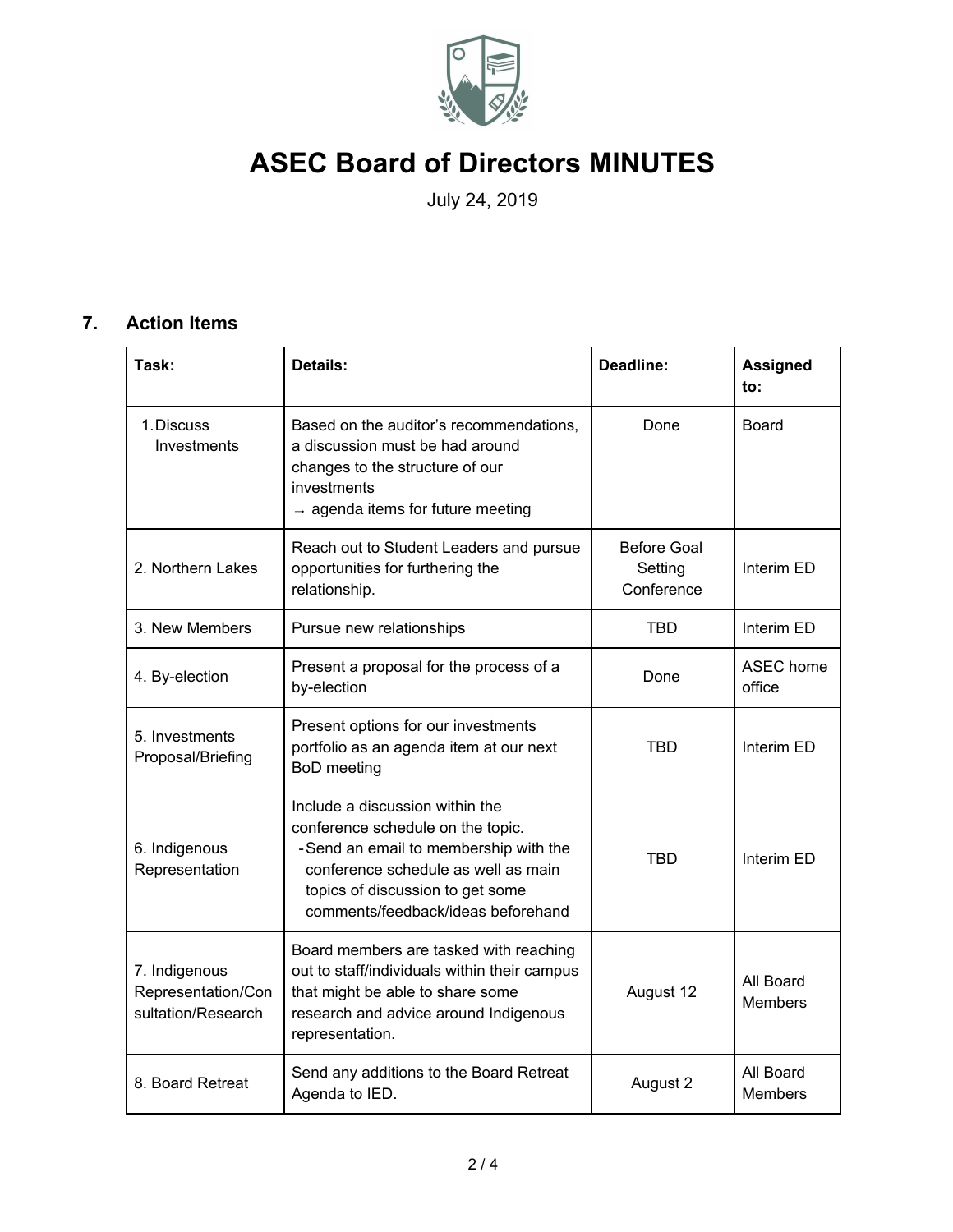# ASEC Board of Directors MINUTES

July 24, 2019

## 7. Action Items

| Task: | Details: | Deadline: | Assigned to: |
|---|---|---|---|
| 1. Discuss Investments | Based on the auditor's recommendations, a discussion must be had around changes to the structure of our investments<br>→ agenda items for future meeting | Done | Board |
| 2. Northern Lakes | Reach out to Student Leaders and pursue opportunities for furthering the relationship. | Before Goal Setting Conference | Interim ED |
| 3. New Members | Pursue new relationships | TBD | Interim ED |
| 4. By-election | Present a proposal for the process of a by-election | Done | ASEC home office |
| 5. Investments Proposal/Briefing | Present options for our investments portfolio as an agenda item at our next BoD meeting | TBD | Interim ED |
| 6. Indigenous Representation | Include a discussion within the conference schedule on the topic.<br>- Send an email to membership with the conference schedule as well as main topics of discussion to get some comments/feedback/ideas beforehand | TBD | Interim ED |
| 7. Indigenous Representation/Consultation/Research | Board members are tasked with reaching out to staff/individuals within their campus that might be able to share some research and advice around Indigenous representation. | August 12 | All Board Members |
| 8. Board Retreat | Send any additions to the Board Retreat Agenda to IED. | August 2 | All Board Members |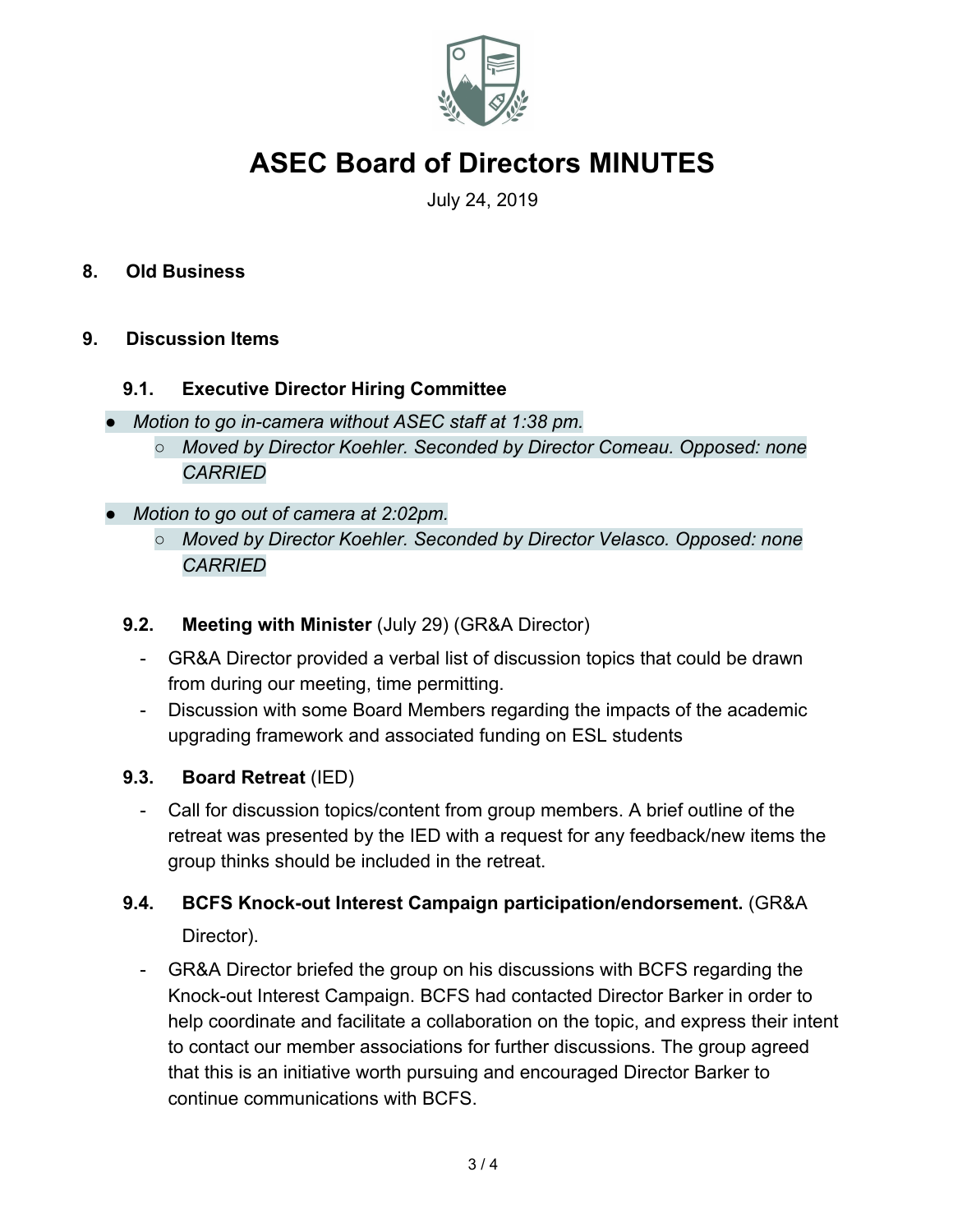# ASEC Board of Directors MINUTES

July 24, 2019

## 8. Old Business

## 9. Discussion Items

### 9.1. Executive Director Hiring Committee

- *Motion to go in-camera without ASEC staff at 1:38 pm.*
  - *Moved by Director Koehler. Seconded by Director Comeau. Opposed: none CARRIED*
- *Motion to go out of camera at 2:02pm.*
  - *Moved by Director Koehler. Seconded by Director Velasco. Opposed: none CARRIED*

### 9.2. Meeting with Minister (July 29) (GR&A Director)

- GR&A Director provided a verbal list of discussion topics that could be drawn from during our meeting, time permitting.
- Discussion with some Board Members regarding the impacts of the academic upgrading framework and associated funding on ESL students

### 9.3. Board Retreat (IED)

- Call for discussion topics/content from group members. A brief outline of the retreat was presented by the IED with a request for any feedback/new items the group thinks should be included in the retreat.

### 9.4. BCFS Knock-out Interest Campaign participation/endorsement. (GR&A Director).

- GR&A Director briefed the group on his discussions with BCFS regarding the Knock-out Interest Campaign. BCFS had contacted Director Barker in order to help coordinate and facilitate a collaboration on the topic, and express their intent to contact our member associations for further discussions. The group agreed that this is an initiative worth pursuing and encouraged Director Barker to continue communications with BCFS.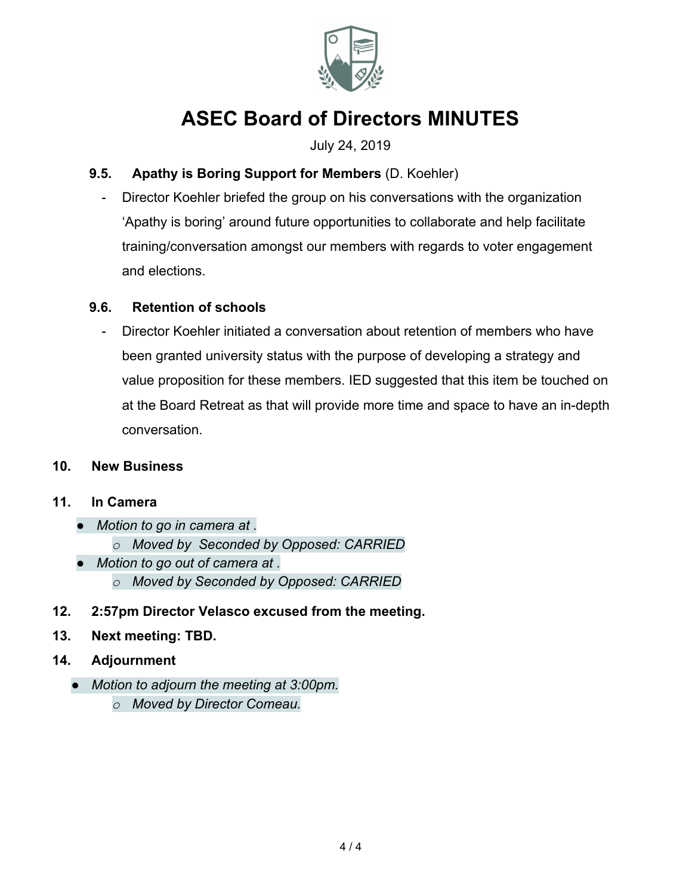# ASEC Board of Directors MINUTES

July 24, 2019

### 9.5. Apathy is Boring Support for Members (D. Koehler)

- Director Koehler briefed the group on his conversations with the organization ‘Apathy is boring’ around future opportunities to collaborate and help facilitate training/conversation amongst our members with regards to voter engagement and elections.

### 9.6. Retention of schools

- Director Koehler initiated a conversation about retention of members who have been granted university status with the purpose of developing a strategy and value proposition for these members. IED suggested that this item be touched on at the Board Retreat as that will provide more time and space to have an in-depth conversation.

## 10. New Business

## 11. In Camera

- *Motion to go in camera at .*
  - *Moved by  Seconded by Opposed: CARRIED*
- *Motion to go out of camera at .*
  - *Moved by Seconded by Opposed: CARRIED*

## 12. 2:57pm Director Velasco excused from the meeting.

## 13. Next meeting: TBD.

## 14. Adjournment

- *Motion to adjourn the meeting at 3:00pm.*
  - *Moved by Director Comeau.*